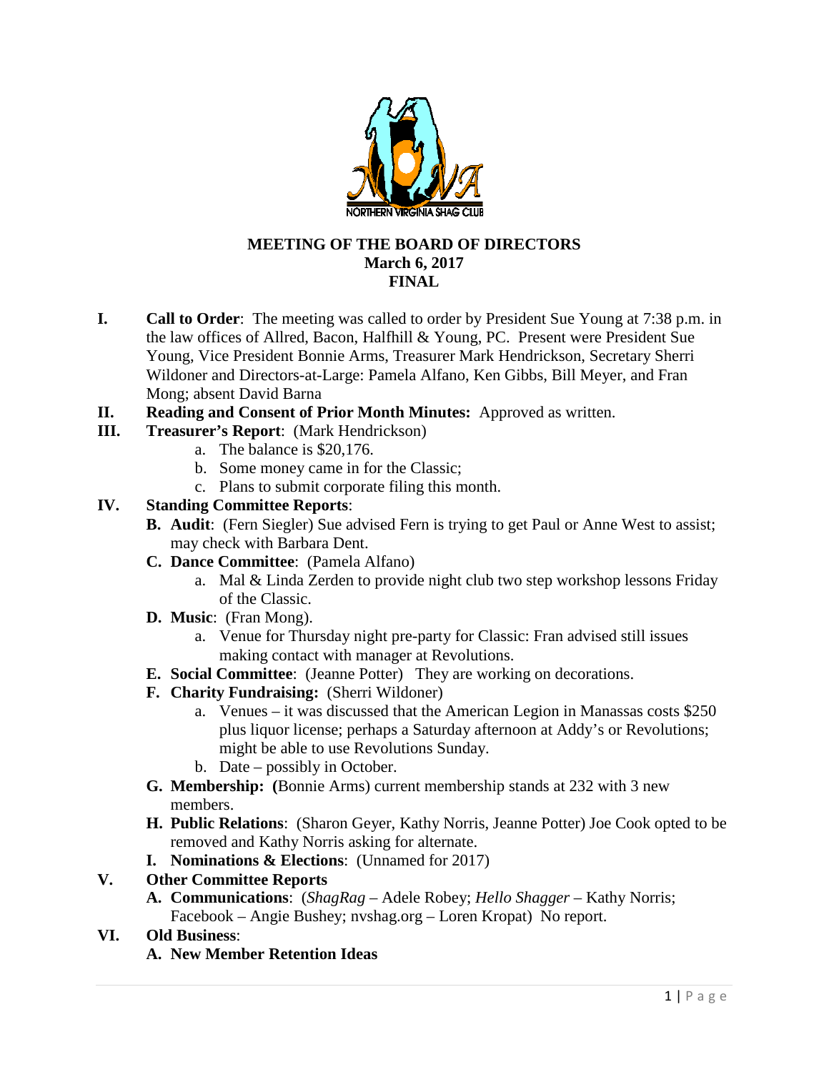**MEETING OF THE BOARD OF DIRECTORS**
**March 6, 2017**
**FINAL**

**I. Call to Order**: The meeting was called to order by President Sue Young at 7:38 p.m. in the law offices of Allred, Bacon, Halfhill & Young, PC. Present were President Sue Young, Vice President Bonnie Arms, Treasurer Mark Hendrickson, Secretary Sherri Wildoner and Directors-at-Large: Pamela Alfano, Ken Gibbs, Bill Meyer, and Fran Mong; absent David Barna

**II. Reading and Consent of Prior Month Minutes:** Approved as written.

**III. Treasurer's Report**: (Mark Hendrickson)

a. The balance is $20,176.
b. Some money came in for the Classic;
c. Plans to submit corporate filing this month.

**IV. Standing Committee Reports**:

**B. Audit**: (Fern Siegler) Sue advised Fern is trying to get Paul or Anne West to assist; may check with Barbara Dent.

**C. Dance Committee**: (Pamela Alfano)

a. Mal & Linda Zerden to provide night club two step workshop lessons Friday of the Classic.

**D. Music**: (Fran Mong).

a. Venue for Thursday night pre-party for Classic: Fran advised still issues making contact with manager at Revolutions.

**E. Social Committee**: (Jeanne Potter) They are working on decorations.

**F. Charity Fundraising:** (Sherri Wildoner)

a. Venues – it was discussed that the American Legion in Manassas costs $250 plus liquor license; perhaps a Saturday afternoon at Addy's or Revolutions; might be able to use Revolutions Sunday.
b. Date – possibly in October.

**G. Membership: (**Bonnie Arms) current membership stands at 232 with 3 new members.

**H. Public Relations**: (Sharon Geyer, Kathy Norris, Jeanne Potter) Joe Cook opted to be removed and Kathy Norris asking for alternate.

**I. Nominations & Elections**: (Unnamed for 2017)

**V. Other Committee Reports**

**A. Communications**: (*ShagRag* – Adele Robey; *Hello Shagger* – Kathy Norris; Facebook – Angie Bushey; nvshag.org – Loren Kropat) No report.

**VI. Old Business**:

**A. New Member Retention Ideas**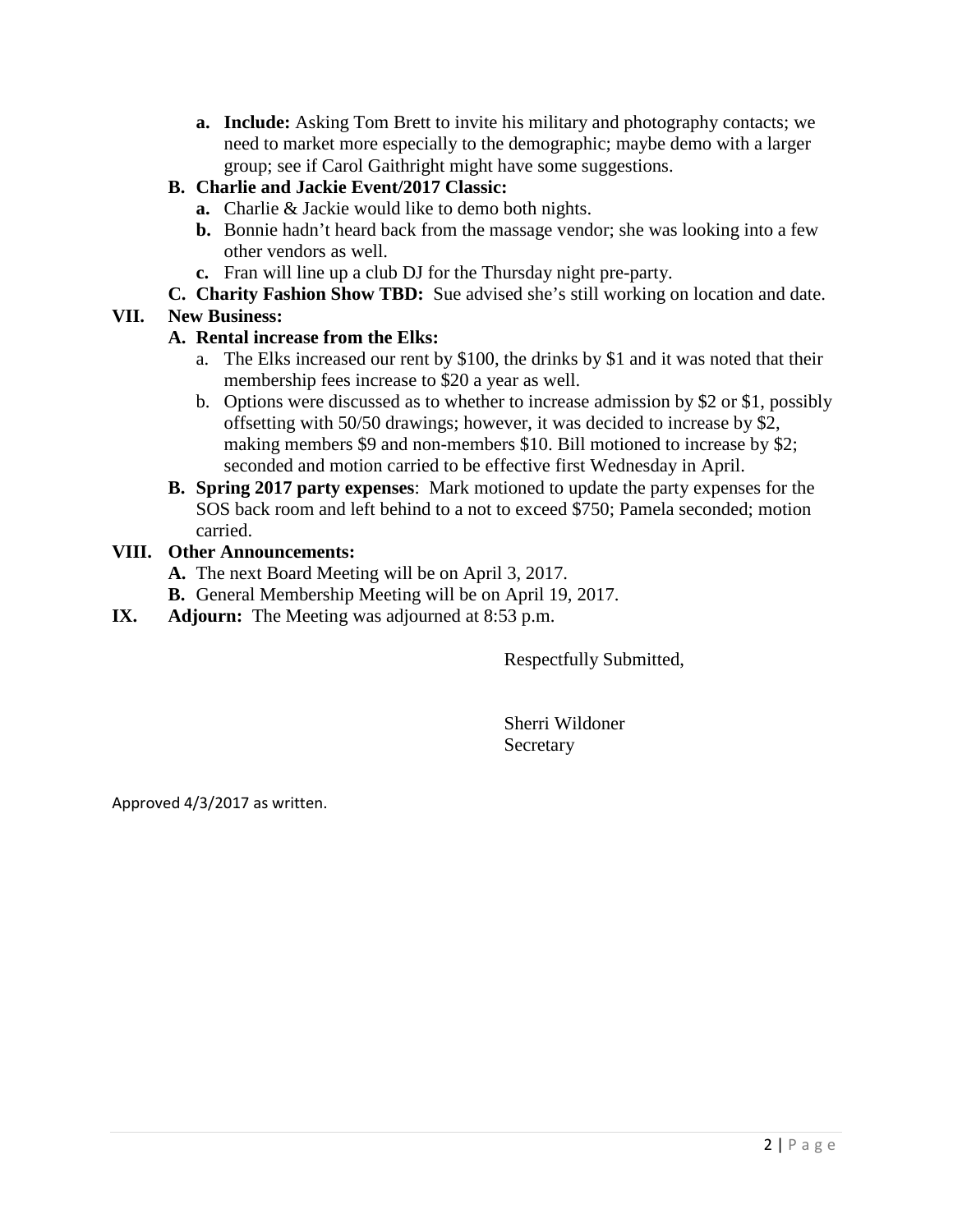a. **Include:** Asking Tom Brett to invite his military and photography contacts; we need to market more especially to the demographic; maybe demo with a larger group; see if Carol Gaithright might have some suggestions.

**B. Charlie and Jackie Event/2017 Classic:**

   a. Charlie & Jackie would like to demo both nights.
   b. Bonnie hadn't heard back from the massage vendor; she was looking into a few other vendors as well.
   c. Fran will line up a club DJ for the Thursday night pre-party.

**C. Charity Fashion Show TBD:** Sue advised she's still working on location and date.

**VII. New Business:**

**A. Rental increase from the Elks:**

   a. The Elks increased our rent by $100, the drinks by $1 and it was noted that their membership fees increase to $20 a year as well.
   b. Options were discussed as to whether to increase admission by $2 or $1, possibly offsetting with 50/50 drawings; however, it was decided to increase by $2, making members $9 and non-members $10. Bill motioned to increase by $2; seconded and motion carried to be effective first Wednesday in April.

**B. Spring 2017 party expenses**: Mark motioned to update the party expenses for the SOS back room and left behind to a not to exceed $750; Pamela seconded; motion carried.

**VIII. Other Announcements:**

**A.** The next Board Meeting will be on April 3, 2017.

**B.** General Membership Meeting will be on April 19, 2017.

**IX. Adjourn:** The Meeting was adjourned at 8:53 p.m.

Respectfully Submitted,

Sherri Wildoner
Secretary

Approved 4/3/2017 as written.